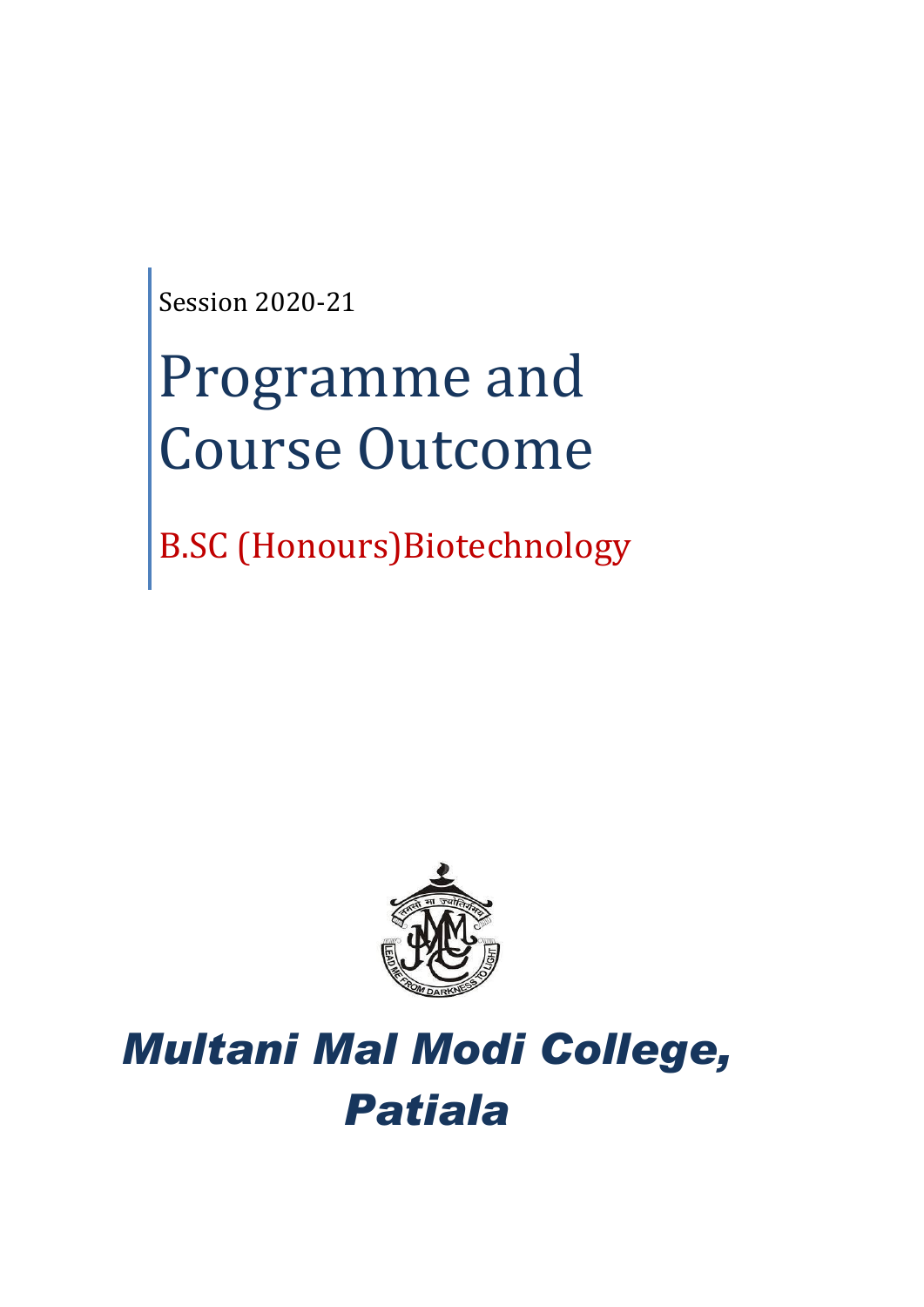Session 2020-21

# Programme and Course Outcome

## B.SC (Honours)Biotechnology

# *Multani Mal Modi College, Patiala*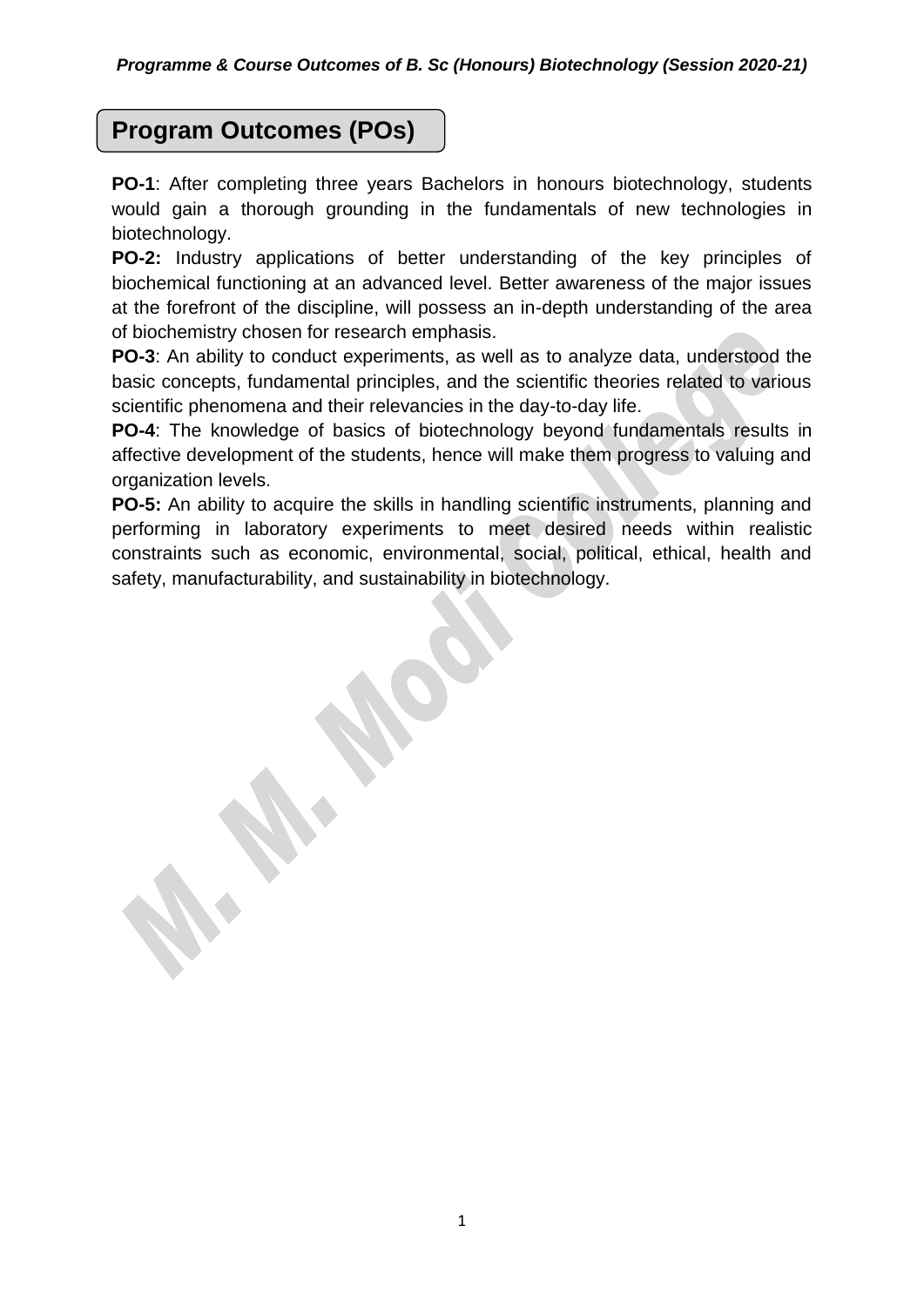## Program Outcomes (POs)

**PO-1**: After completing three years Bachelors in honours biotechnology, students would gain a thorough grounding in the fundamentals of new technologies in biotechnology.

**PO-2:** Industry applications of better understanding of the key principles of biochemical functioning at an advanced level. Better awareness of the major issues at the forefront of the discipline, will possess an in-depth understanding of the area of biochemistry chosen for research emphasis.

**PO-3**: An ability to conduct experiments, as well as to analyze data, understood the basic concepts, fundamental principles, and the scientific theories related to various scientific phenomena and their relevancies in the day-to-day life.

**PO-4**: The knowledge of basics of biotechnology beyond fundamentals results in affective development of the students, hence will make them progress to valuing and organization levels.

**PO-5:** An ability to acquire the skills in handling scientific instruments, planning and performing in laboratory experiments to meet desired needs within realistic constraints such as economic, environmental, social, political, ethical, health and safety, manufacturability, and sustainability in biotechnology.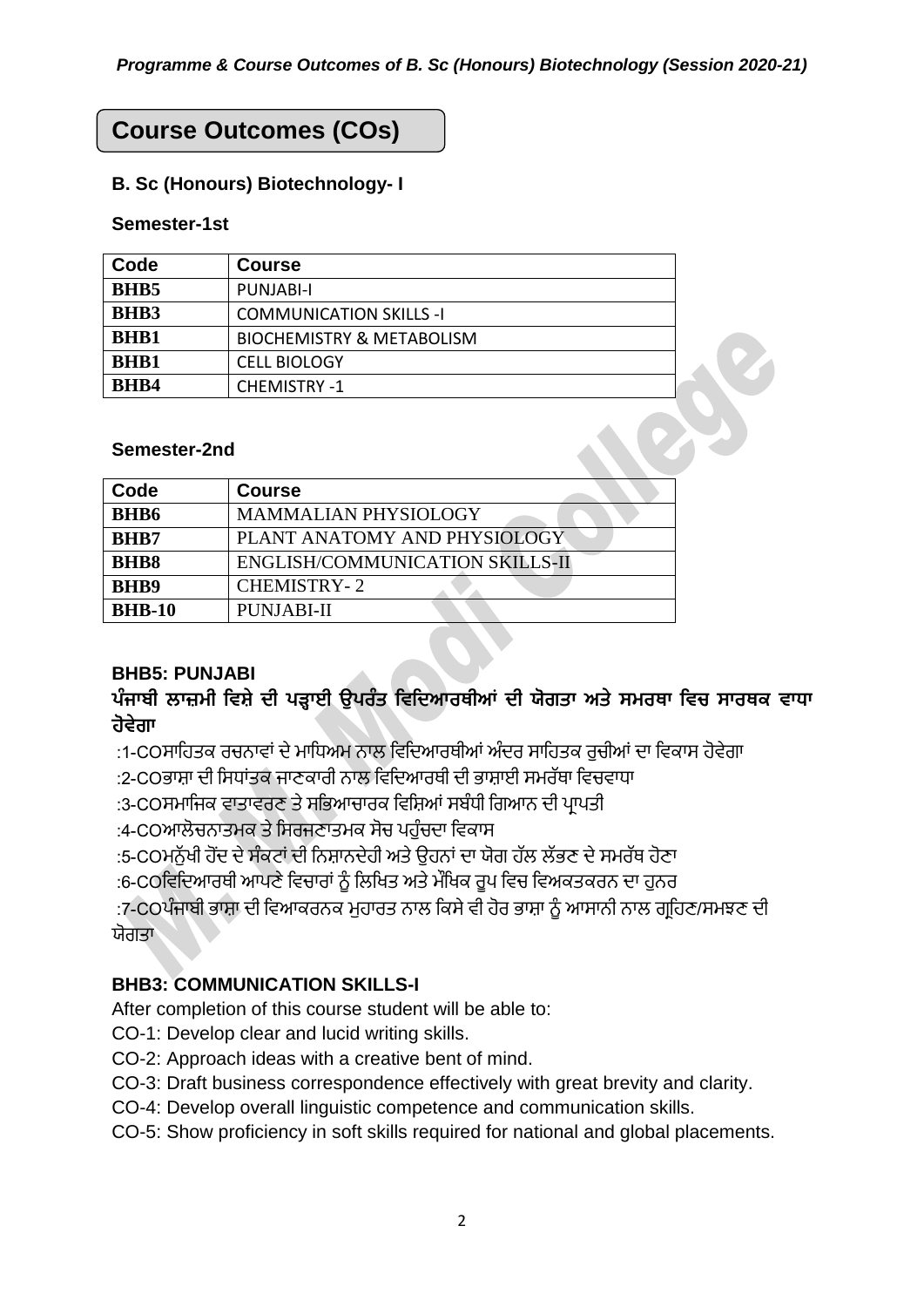# Course Outcomes (COs)

### B. Sc (Honours) Biotechnology- I

#### Semester-1st

| Code | Course |
|---|---|
| BHB5 | PUNJABI-I |
| BHB3 | COMMUNICATION SKILLS -I |
| BHB1 | BIOCHEMISTRY & METABOLISM |
| BHB1 | CELL BIOLOGY |
| BHB4 | CHEMISTRY -1 |

#### Semester-2nd

| Code | Course |
|---|---|
| BHB6 | MAMMALIAN PHYSIOLOGY |
| BHB7 | PLANT ANATOMY AND PHYSIOLOGY |
| BHB8 | ENGLISH/COMMUNICATION SKILLS-II |
| BHB9 | CHEMISTRY- 2 |
| BHB-10 | PUNJABI-II |

### BHB5: PUNJABI

**ਪੰਜਾਬੀ ਲਾਜ਼ਮੀ ਵਿਸ਼ੇ ਦੀ ਪੜ੍ਹਾਈ ਉਪਰੰਤ ਵਿਦਿਆਰਥੀਆਂ ਦੀ ਯੋਗਤਾ ਅਤੇ ਸਮਰਥਾ ਵਿਚ ਸਾਰਥਕ ਵਾਧਾ ਹੋਵੇਗਾ**

:1-COਸਾਹਿਤਕ ਰਚਨਾਵਾਂ ਦੇ ਮਾਧਿਅਮ ਨਾਲ ਵਿਦਿਆਰਥੀਆਂ ਅੰਦਰ ਸਾਹਿਤਕ ਰੁਚੀਆਂ ਦਾ ਵਿਕਾਸ ਹੋਵੇਗਾ

:2-COਭਾਸ਼ਾ ਦੀ ਸਿਧਾਂਤਕ ਜਾਣਕਾਰੀ ਨਾਲ ਵਿਦਿਆਰਥੀ ਦੀ ਭਾਸ਼ਾਈ ਸਮਰੱਥਾ ਵਿਚਵਾਧਾ

:3-COਸਮਾਜਿਕ ਵਾਤਾਵਰਣ ਤੇ ਸਭਿਆਚਾਰਕ ਵਿਸ਼ਿਆਂ ਸਬੰਧੀ ਗਿਆਨ ਦੀ ਪ੍ਰਾਪਤੀ

:4-COਆਲੋਚਨਾਤਮਕ ਤੇ ਸਿਰਜਣਾਤਮਕ ਸੋਚ ਪਹੁੰਚਦਾ ਵਿਕਾਸ

:5-COਮਨੁੱਖੀ ਹੋਂਦ ਦੇ ਸੰਕਟਾਂ ਦੀ ਨਿਸ਼ਾਨਦੇਹੀ ਅਤੇ ਉਹਨਾਂ ਦਾ ਯੋਗ ਹੱਲ ਲੱਭਣ ਦੇ ਸਮਰੱਥ ਹੋਣਾ

:6-COਵਿਦਿਆਰਥੀ ਆਪਣੇ ਵਿਚਾਰਾਂ ਨੂੰ ਲਿਖਿਤ ਅਤੇ ਮੌਖਿਕ ਰੂਪ ਵਿਚ ਵਿਅਕਤਕਰਨ ਦਾ ਹੁਨਰ

:7-COਪੰਜਾਬੀ ਭਾਸ਼ਾ ਦੀ ਵਿਆਕਰਨਕ ਮੁਹਾਰਤ ਨਾਲ ਕਿਸੇ ਵੀ ਹੋਰ ਭਾਸ਼ਾ ਨੂੰ ਆਸਾਨੀ ਨਾਲ ਗ੍ਰਹਿਣ/ਸਮਝਣ ਦੀ ਯੋਗਤਾ

### BHB3: COMMUNICATION SKILLS-I

After completion of this course student will be able to:

CO-1: Develop clear and lucid writing skills.

CO-2: Approach ideas with a creative bent of mind.

CO-3: Draft business correspondence effectively with great brevity and clarity.

CO-4: Develop overall linguistic competence and communication skills.

CO-5: Show proficiency in soft skills required for national and global placements.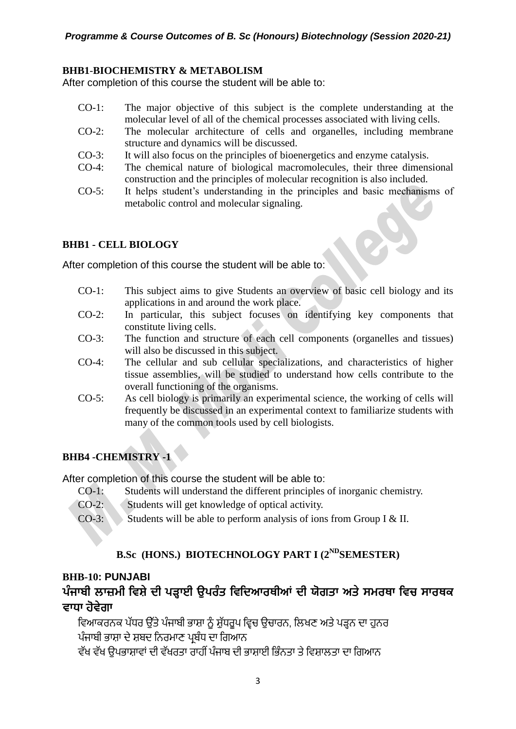### BHB1-BIOCHEMISTRY & METABOLISM

After completion of this course the student will be able to:

- CO-1: The major objective of this subject is the complete understanding at the molecular level of all of the chemical processes associated with living cells.
- CO-2: The molecular architecture of cells and organelles, including membrane structure and dynamics will be discussed.
- CO-3: It will also focus on the principles of bioenergetics and enzyme catalysis.
- CO-4: The chemical nature of biological macromolecules, their three dimensional construction and the principles of molecular recognition is also included.
- CO-5: It helps student's understanding in the principles and basic mechanisms of metabolic control and molecular signaling.

### BHB1 - CELL BIOLOGY

After completion of this course the student will be able to:

- CO-1: This subject aims to give Students an overview of basic cell biology and its applications in and around the work place.
- CO-2: In particular, this subject focuses on identifying key components that constitute living cells.
- CO-3: The function and structure of each cell components (organelles and tissues) will also be discussed in this subject.
- CO-4: The cellular and sub cellular specializations, and characteristics of higher tissue assemblies, will be studied to understand how cells contribute to the overall functioning of the organisms.
- CO-5: As cell biology is primarily an experimental science, the working of cells will frequently be discussed in an experimental context to familiarize students with many of the common tools used by cell biologists.

### BHB4 -CHEMISTRY -1

After completion of this course the student will be able to:

- CO-1: Students will understand the different principles of inorganic chemistry.
- CO-2: Students will get knowledge of optical activity.
- CO-3: Students will be able to perform analysis of ions from Group I & II.

## B.Sc (HONS.) BIOTECHNOLOGY PART I (2ND SEMESTER)

### BHB-10: PUNJABI

### ਪੰਜਾਬੀ ਲਾਜ਼ਮੀ ਵਿਸ਼ੇ ਦੀ ਪੜ੍ਹਾਈ ਉਪਰੰਤ ਵਿਦਿਆਰਥੀਆਂ ਦੀ ਯੋਗਤਾ ਅਤੇ ਸਮਰਥਾ ਵਿਚ ਸਾਰਥਕ ਵਾਧਾ ਹੋਵੇਗਾ

ਵਿਆਕਰਨਕ ਪੱਧਰ ਉੱਤੇ ਪੰਜਾਬੀ ਭਾਸ਼ਾ ਨੂੰ ਸ਼ੁੱਧਰੂਪ ਵ੍ਵਿਚ ਉਚਾਰਨ, ਲਿਖਣ ਅਤੇ ਪੜ੍ਹਨ ਦਾ ਹੁਨਰ

ਪੰਜਾਬੀ ਭਾਸ਼ਾ ਦੇ ਸ਼ਬਦ ਨਿਰਮਾਣ ਪ੍ਰਬੰਧ ਦਾ ਗਿਆਨ

ਵੱਖ ਵੱਖ ਉਪਭਾਸ਼ਾਵਾਂ ਦੀ ਵੱਖਰਤਾ ਰਾਹੀਂ ਪੰਜਾਬ ਦੀ ਭਾਸ਼ਾਈ ਭਿੰਨਤਾ ਤੇ ਵਿਸ਼ਾਲਤਾ ਦਾ ਗਿਆਨ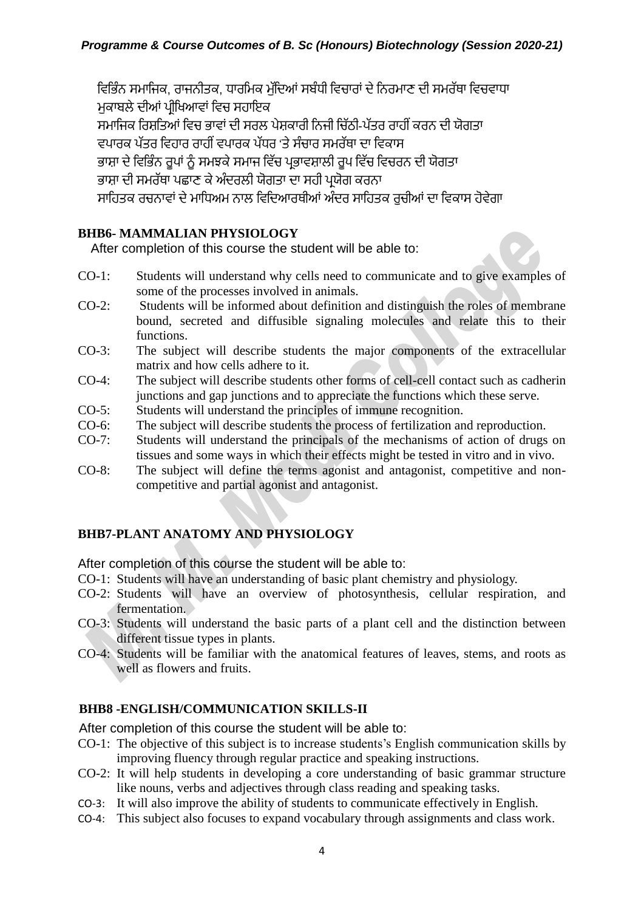ਵਿਭਿੰਨ ਸਮਾਜਿਕ, ਰਾਜਨੀਤਕ, ਧਾਰਮਿਕ ਮੁੱਦਿਆਂ ਸਬੰਧੀ ਵਿਚਾਰਾਂ ਦੇ ਨਿਰਮਾਣ ਦੀ ਸਮਰੱਥਾ ਵਿਚਵਾਧਾ
ਮੁਕਾਬਲੇ ਦੀਆਂ ਪ੍ਰੀਖਿਆਵਾਂ ਵਿਚ ਸਹਾਇਕ
ਸਮਾਜਿਕ ਰਿਸ਼ਤਿਆਂ ਵਿਚ ਭਾਵਾਂ ਦੀ ਸਰਲ ਪੇਸ਼ਕਾਰੀ ਨਿਜੀ ਚਿੱਠੀ-ਪੱਤਰ ਰਾਹੀਂ ਕਰਨ ਦੀ ਯੋਗਤਾ
ਵਪਾਰਕ ਪੱਤਰ ਵਿਹਾਰ ਰਾਹੀਂ ਵਪਾਰਕ ਪੱਧਰ 'ਤੇ ਸੰਚਾਰ ਸਮਰੱਥਾ ਦਾ ਵਿਕਾਸ
ਭਾਸ਼ਾ ਦੇ ਵਿਭਿੰਨ ਰੂਪਾਂ ਨੂੰ ਸਮਝਕੇ ਸਮਾਜ ਵਿੱਚ ਪ੍ਰਭਾਵਸ਼ਾਲੀ ਰੂਪ ਵਿੱਚ ਵਿਚਰਨ ਦੀ ਯੋਗਤਾ
ਭਾਸ਼ਾ ਦੀ ਸਮਰੱਥਾ ਪਛਾਣ ਕੇ ਅੰਦਰਲੀ ਯੋਗਤਾ ਦਾ ਸਹੀ ਪ੍ਰਯੋਗ ਕਰਨਾ
ਸਾਹਿਤਕ ਰਚਨਾਵਾਂ ਦੇ ਮਾਧਿਅਮ ਨਾਲ ਵਿਦਿਆਰਥੀਆਂ ਅੰਦਰ ਸਾਹਿਤਕ ਰੁਚੀਆਂ ਦਾ ਵਿਕਾਸ ਹੋਵੇਗਾ

**BHB6- MAMMALIAN PHYSIOLOGY**

After completion of this course the student will be able to:

- CO-1: Students will understand why cells need to communicate and to give examples of some of the processes involved in animals.
- CO-2: Students will be informed about definition and distinguish the roles of membrane bound, secreted and diffusible signaling molecules and relate this to their functions.
- CO-3: The subject will describe students the major components of the extracellular matrix and how cells adhere to it.
- CO-4: The subject will describe students other forms of cell-cell contact such as cadherin junctions and gap junctions and to appreciate the functions which these serve.
- CO-5: Students will understand the principles of immune recognition.
- CO-6: The subject will describe students the process of fertilization and reproduction.
- CO-7: Students will understand the principals of the mechanisms of action of drugs on tissues and some ways in which their effects might be tested in vitro and in vivo.
- CO-8: The subject will define the terms agonist and antagonist, competitive and non-competitive and partial agonist and antagonist.

**BHB7-PLANT ANATOMY AND PHYSIOLOGY**

After completion of this course the student will be able to:

- CO-1: Students will have an understanding of basic plant chemistry and physiology.
- CO-2: Students will have an overview of photosynthesis, cellular respiration, and fermentation.
- CO-3: Students will understand the basic parts of a plant cell and the distinction between different tissue types in plants.
- CO-4: Students will be familiar with the anatomical features of leaves, stems, and roots as well as flowers and fruits.

**BHB8 -ENGLISH/COMMUNICATION SKILLS-II**

After completion of this course the student will be able to:

- CO-1: The objective of this subject is to increase students's English communication skills by improving fluency through regular practice and speaking instructions.
- CO-2: It will help students in developing a core understanding of basic grammar structure like nouns, verbs and adjectives through class reading and speaking tasks.
- CO-3: It will also improve the ability of students to communicate effectively in English.
- CO-4: This subject also focuses to expand vocabulary through assignments and class work.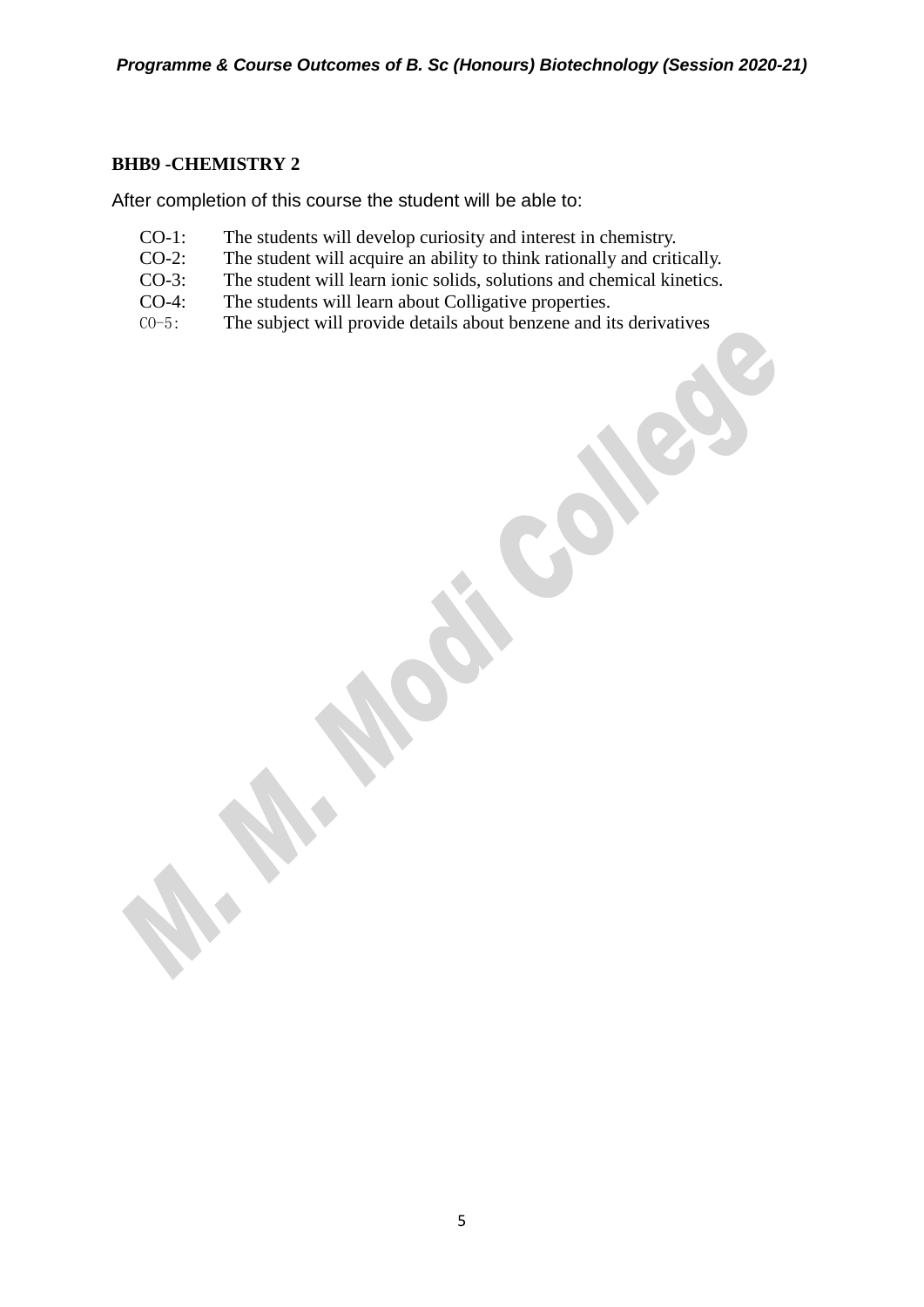**BHB9 -CHEMISTRY 2**

After completion of this course the student will be able to:

- CO-1: The students will develop curiosity and interest in chemistry.
- CO-2: The student will acquire an ability to think rationally and critically.
- CO-3: The student will learn ionic solids, solutions and chemical kinetics.
- CO-4: The students will learn about Colligative properties.
- CO-5: The subject will provide details about benzene and its derivatives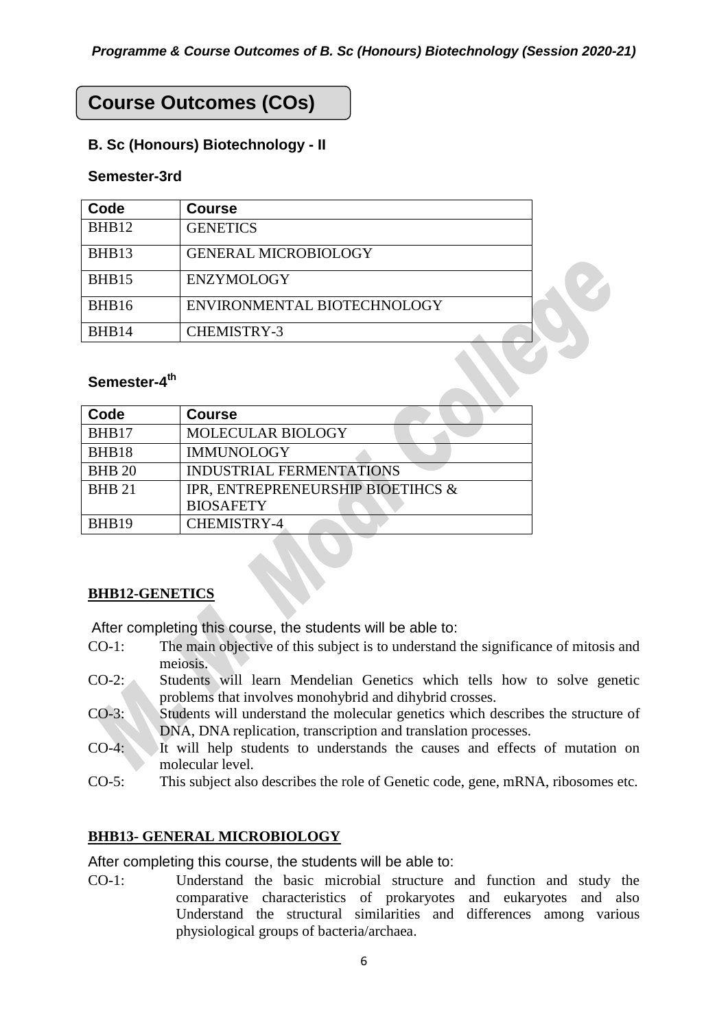## Course Outcomes (COs)

### B. Sc (Honours) Biotechnology - II

#### Semester-3rd

| Code | Course |
|---|---|
| BHB12 | GENETICS |
| BHB13 | GENERAL MICROBIOLOGY |
| BHB15 | ENZYMOLOGY |
| BHB16 | ENVIRONMENTAL BIOTECHNOLOGY |
| BHB14 | CHEMISTRY-3 |

#### Semester-4th

| Code | Course |
|---|---|
| BHB17 | MOLECULAR BIOLOGY |
| BHB18 | IMMUNOLOGY |
| BHB 20 | INDUSTRIAL FERMENTATIONS |
| BHB 21 | IPR, ENTREPRENEURSHIP BIOETIHCS & BIOSAFETY |
| BHB19 | CHEMISTRY-4 |

**BHB12-GENETICS**

After completing this course, the students will be able to:

CO-1: The main objective of this subject is to understand the significance of mitosis and meiosis.

CO-2: Students will learn Mendelian Genetics which tells how to solve genetic problems that involves monohybrid and dihybrid crosses.

CO-3: Students will understand the molecular genetics which describes the structure of DNA, DNA replication, transcription and translation processes.

CO-4: It will help students to understands the causes and effects of mutation on molecular level.

CO-5: This subject also describes the role of Genetic code, gene, mRNA, ribosomes etc.

**BHB13- GENERAL MICROBIOLOGY**

After completing this course, the students will be able to:

CO-1: Understand the basic microbial structure and function and study the comparative characteristics of prokaryotes and eukaryotes and also Understand the structural similarities and differences among various physiological groups of bacteria/archaea.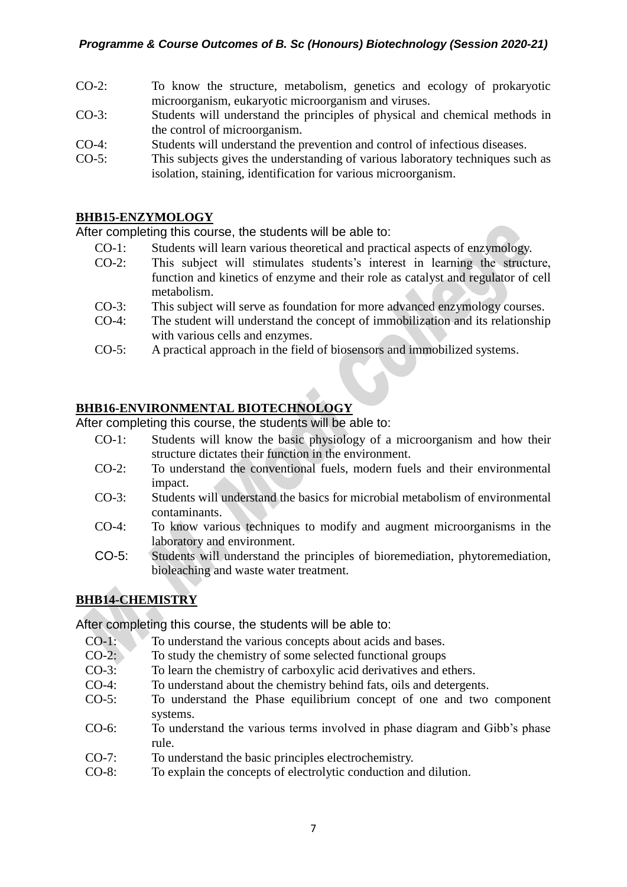CO-2: To know the structure, metabolism, genetics and ecology of prokaryotic microorganism, eukaryotic microorganism and viruses.

CO-3: Students will understand the principles of physical and chemical methods in the control of microorganism.

CO-4: Students will understand the prevention and control of infectious diseases.

CO-5: This subjects gives the understanding of various laboratory techniques such as isolation, staining, identification for various microorganism.

## BHB15-ENZYMOLOGY

After completing this course, the students will be able to:

- CO-1: Students will learn various theoretical and practical aspects of enzymology.
- CO-2: This subject will stimulates students's interest in learning the structure, function and kinetics of enzyme and their role as catalyst and regulator of cell metabolism.
- CO-3: This subject will serve as foundation for more advanced enzymology courses.
- CO-4: The student will understand the concept of immobilization and its relationship with various cells and enzymes.
- CO-5: A practical approach in the field of biosensors and immobilized systems.

## BHB16-ENVIRONMENTAL BIOTECHNOLOGY

After completing this course, the students will be able to:

- CO-1: Students will know the basic physiology of a microorganism and how their structure dictates their function in the environment.
- CO-2: To understand the conventional fuels, modern fuels and their environmental impact.
- CO-3: Students will understand the basics for microbial metabolism of environmental contaminants.
- CO-4: To know various techniques to modify and augment microorganisms in the laboratory and environment.
- CO-5: Students will understand the principles of bioremediation, phytoremediation, bioleaching and waste water treatment.

## BHB14-CHEMISTRY

After completing this course, the students will be able to:

- CO-1: To understand the various concepts about acids and bases.
- CO-2: To study the chemistry of some selected functional groups
- CO-3: To learn the chemistry of carboxylic acid derivatives and ethers.
- CO-4: To understand about the chemistry behind fats, oils and detergents.
- CO-5: To understand the Phase equilibrium concept of one and two component systems.
- CO-6: To understand the various terms involved in phase diagram and Gibb's phase rule.
- CO-7: To understand the basic principles electrochemistry.
- CO-8: To explain the concepts of electrolytic conduction and dilution.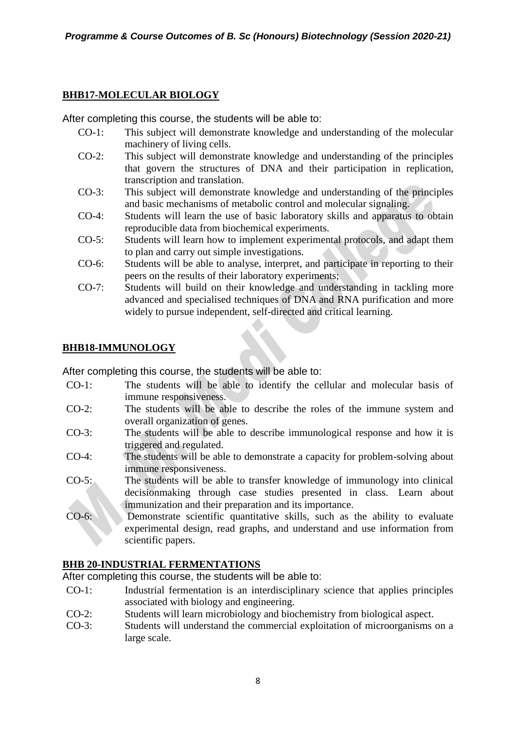**BHB17-MOLECULAR BIOLOGY**

After completing this course, the students will be able to:

- CO-1: This subject will demonstrate knowledge and understanding of the molecular machinery of living cells.
- CO-2: This subject will demonstrate knowledge and understanding of the principles that govern the structures of DNA and their participation in replication, transcription and translation.
- CO-3: This subject will demonstrate knowledge and understanding of the principles and basic mechanisms of metabolic control and molecular signaling.
- CO-4: Students will learn the use of basic laboratory skills and apparatus to obtain reproducible data from biochemical experiments.
- CO-5: Students will learn how to implement experimental protocols, and adapt them to plan and carry out simple investigations.
- CO-6: Students will be able to analyse, interpret, and participate in reporting to their peers on the results of their laboratory experiments;
- CO-7: Students will build on their knowledge and understanding in tackling more advanced and specialised techniques of DNA and RNA purification and more widely to pursue independent, self-directed and critical learning.

**BHB18-IMMUNOLOGY**

After completing this course, the students will be able to:

- CO-1: The students will be able to identify the cellular and molecular basis of immune responsiveness.
- CO-2: The students will be able to describe the roles of the immune system and overall organization of genes.
- CO-3: The students will be able to describe immunological response and how it is triggered and regulated.
- CO-4: The students will be able to demonstrate a capacity for problem-solving about immune responsiveness.
- CO-5: The students will be able to transfer knowledge of immunology into clinical decisionmaking through case studies presented in class. Learn about immunization and their preparation and its importance.
- CO-6: Demonstrate scientific quantitative skills, such as the ability to evaluate experimental design, read graphs, and understand and use information from scientific papers.

**BHB 20-INDUSTRIAL FERMENTATIONS**

After completing this course, the students will be able to:

- CO-1: Industrial fermentation is an interdisciplinary science that applies principles associated with biology and engineering.
- CO-2: Students will learn microbiology and biochemistry from biological aspect.
- CO-3: Students will understand the commercial exploitation of microorganisms on a large scale.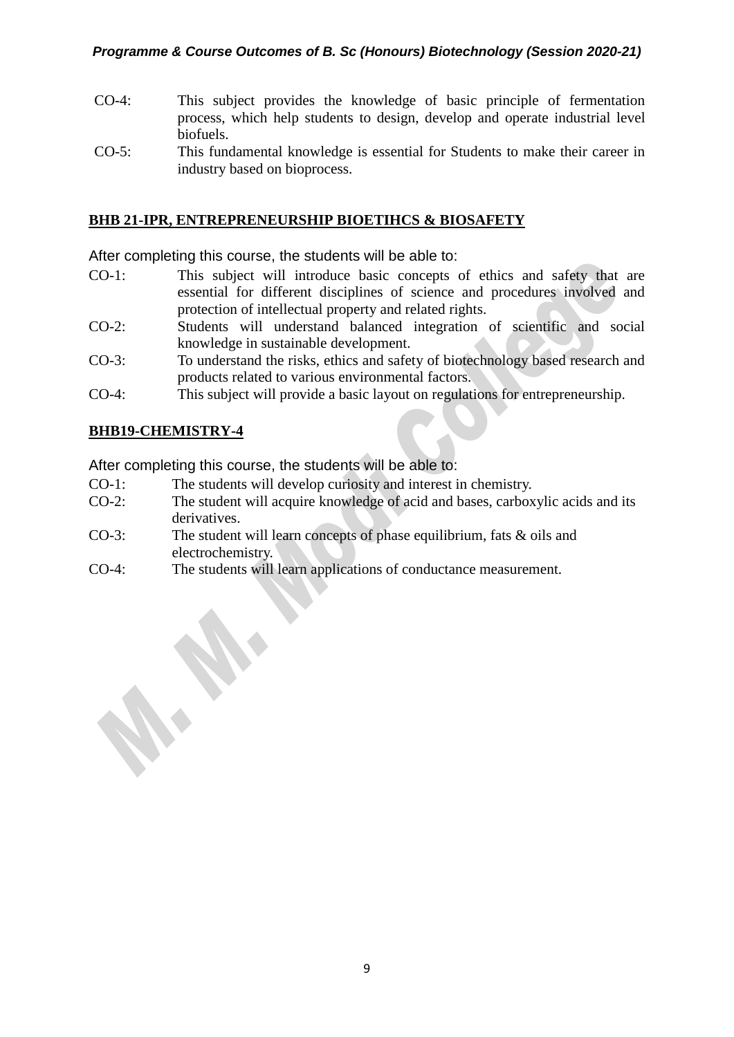CO-4: This subject provides the knowledge of basic principle of fermentation process, which help students to design, develop and operate industrial level biofuels.

CO-5: This fundamental knowledge is essential for Students to make their career in industry based on bioprocess.

## BHB 21-IPR, ENTREPRENEURSHIP BIOETIHCS & BIOSAFETY

After completing this course, the students will be able to:

CO-1: This subject will introduce basic concepts of ethics and safety that are essential for different disciplines of science and procedures involved and protection of intellectual property and related rights.

CO-2: Students will understand balanced integration of scientific and social knowledge in sustainable development.

CO-3: To understand the risks, ethics and safety of biotechnology based research and products related to various environmental factors.

CO-4: This subject will provide a basic layout on regulations for entrepreneurship.

## BHB19-CHEMISTRY-4

After completing this course, the students will be able to:

CO-1: The students will develop curiosity and interest in chemistry.

CO-2: The student will acquire knowledge of acid and bases, carboxylic acids and its derivatives.

CO-3: The student will learn concepts of phase equilibrium, fats & oils and electrochemistry.

CO-4: The students will learn applications of conductance measurement.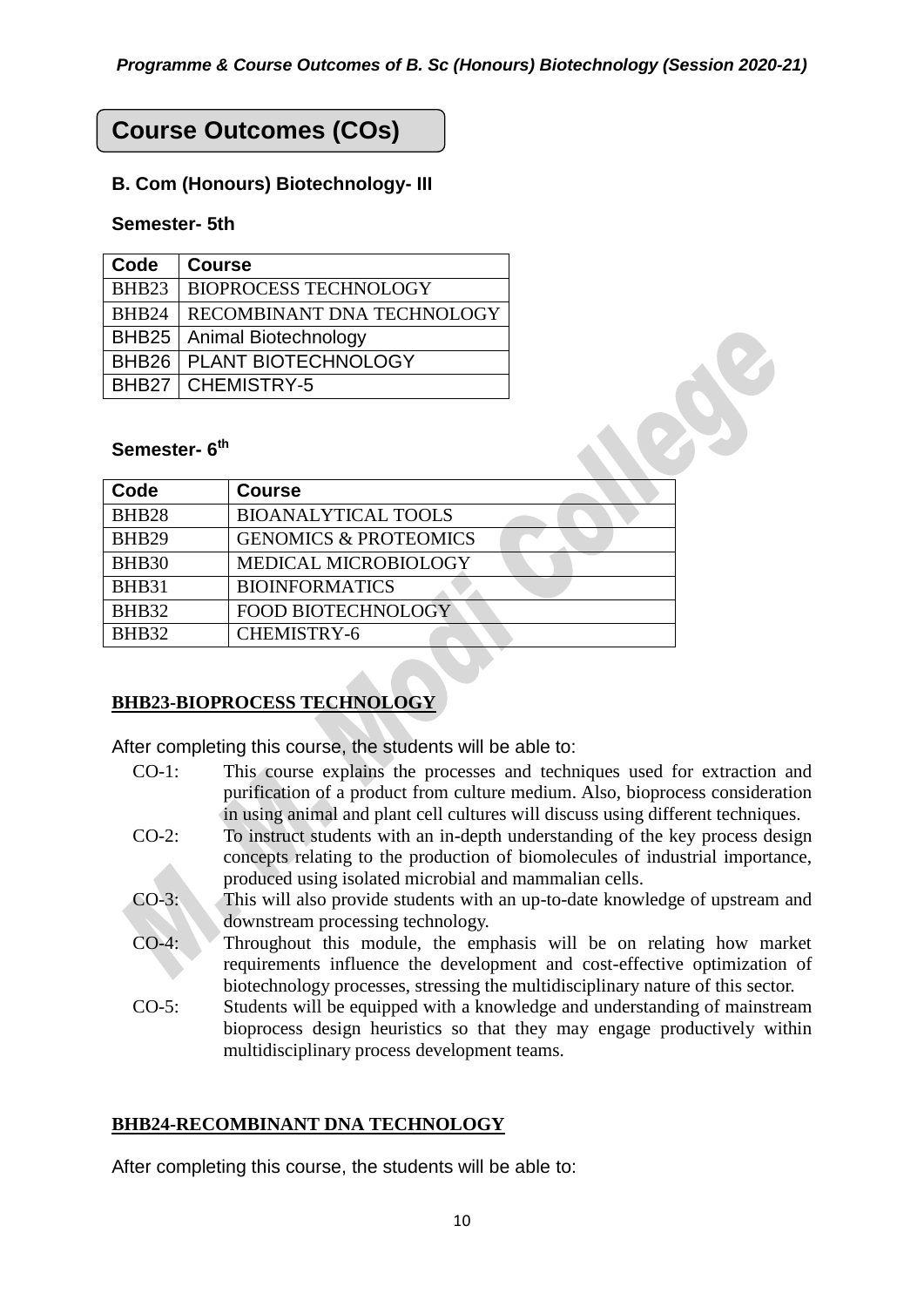# Course Outcomes (COs)

### B. Com (Honours) Biotechnology- III

#### Semester- 5th

| Code | Course |
|---|---|
| BHB23 | BIOPROCESS TECHNOLOGY |
| BHB24 | RECOMBINANT DNA TECHNOLOGY |
| BHB25 | Animal Biotechnology |
| BHB26 | PLANT BIOTECHNOLOGY |
| BHB27 | CHEMISTRY-5 |

#### Semester- 6th

| Code | Course |
|---|---|
| BHB28 | BIOANALYTICAL TOOLS |
| BHB29 | GENOMICS & PROTEOMICS |
| BHB30 | MEDICAL MICROBIOLOGY |
| BHB31 | BIOINFORMATICS |
| BHB32 | FOOD BIOTECHNOLOGY |
| BHB32 | CHEMISTRY-6 |

### BHB23-BIOPROCESS TECHNOLOGY

After completing this course, the students will be able to:

- CO-1: This course explains the processes and techniques used for extraction and purification of a product from culture medium. Also, bioprocess consideration in using animal and plant cell cultures will discuss using different techniques.
- CO-2: To instruct students with an in-depth understanding of the key process design concepts relating to the production of biomolecules of industrial importance, produced using isolated microbial and mammalian cells.
- CO-3: This will also provide students with an up-to-date knowledge of upstream and downstream processing technology.
- CO-4: Throughout this module, the emphasis will be on relating how market requirements influence the development and cost-effective optimization of biotechnology processes, stressing the multidisciplinary nature of this sector.
- CO-5: Students will be equipped with a knowledge and understanding of mainstream bioprocess design heuristics so that they may engage productively within multidisciplinary process development teams.

### BHB24-RECOMBINANT DNA TECHNOLOGY

After completing this course, the students will be able to: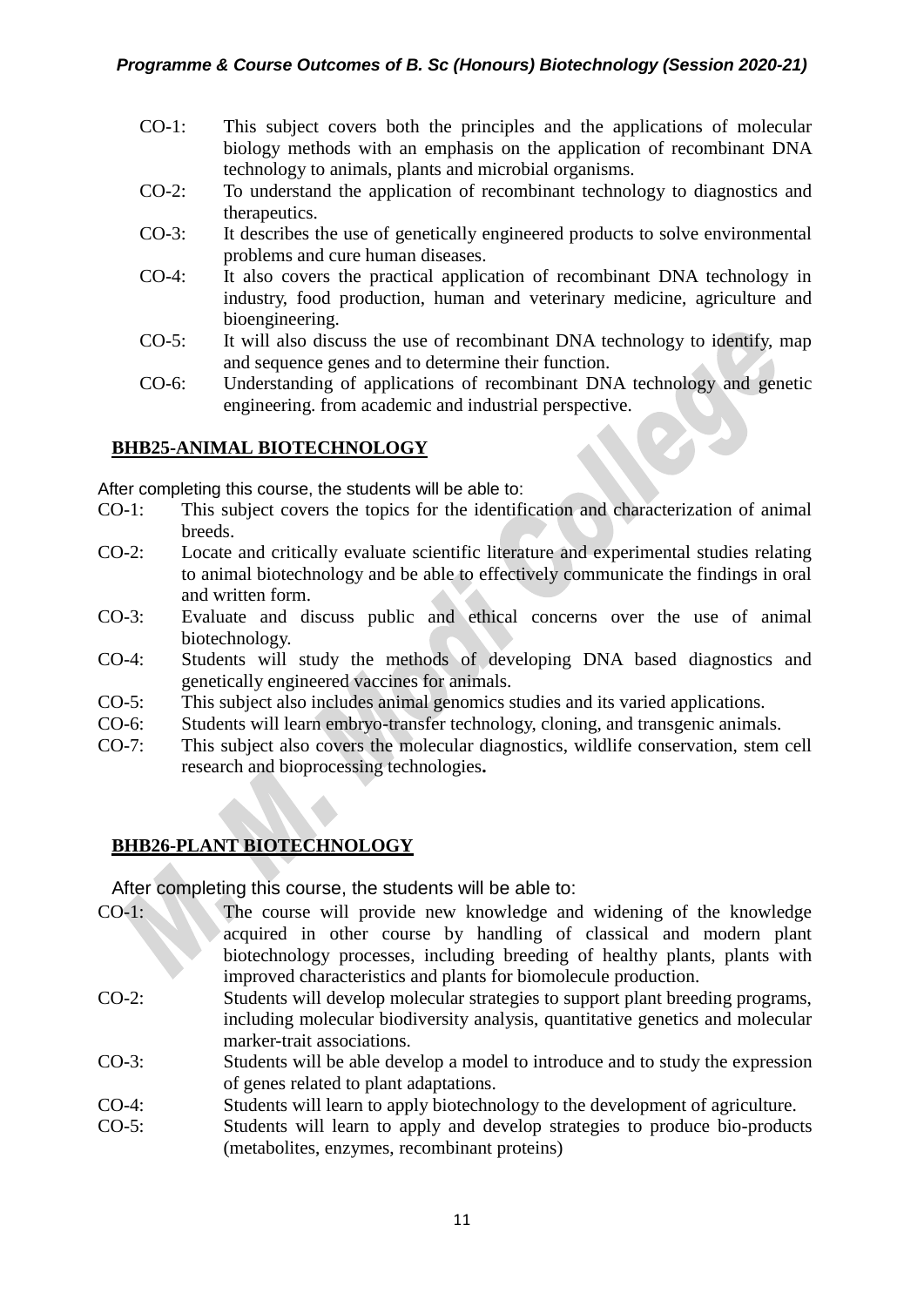- CO-1: This subject covers both the principles and the applications of molecular biology methods with an emphasis on the application of recombinant DNA technology to animals, plants and microbial organisms.
- CO-2: To understand the application of recombinant technology to diagnostics and therapeutics.
- CO-3: It describes the use of genetically engineered products to solve environmental problems and cure human diseases.
- CO-4: It also covers the practical application of recombinant DNA technology in industry, food production, human and veterinary medicine, agriculture and bioengineering.
- CO-5: It will also discuss the use of recombinant DNA technology to identify, map and sequence genes and to determine their function.
- CO-6: Understanding of applications of recombinant DNA technology and genetic engineering. from academic and industrial perspective.

## BHB25-ANIMAL BIOTECHNOLOGY

After completing this course, the students will be able to:

- CO-1: This subject covers the topics for the identification and characterization of animal breeds.
- CO-2: Locate and critically evaluate scientific literature and experimental studies relating to animal biotechnology and be able to effectively communicate the findings in oral and written form.
- CO-3: Evaluate and discuss public and ethical concerns over the use of animal biotechnology.
- CO-4: Students will study the methods of developing DNA based diagnostics and genetically engineered vaccines for animals.
- CO-5: This subject also includes animal genomics studies and its varied applications.
- CO-6: Students will learn embryo-transfer technology, cloning, and transgenic animals.
- CO-7: This subject also covers the molecular diagnostics, wildlife conservation, stem cell research and bioprocessing technologies**.**

## BHB26-PLANT BIOTECHNOLOGY

After completing this course, the students will be able to:

- CO-1: The course will provide new knowledge and widening of the knowledge acquired in other course by handling of classical and modern plant biotechnology processes, including breeding of healthy plants, plants with improved characteristics and plants for biomolecule production.
- CO-2: Students will develop molecular strategies to support plant breeding programs, including molecular biodiversity analysis, quantitative genetics and molecular marker-trait associations.
- CO-3: Students will be able develop a model to introduce and to study the expression of genes related to plant adaptations.
- CO-4: Students will learn to apply biotechnology to the development of agriculture.
- CO-5: Students will learn to apply and develop strategies to produce bio-products (metabolites, enzymes, recombinant proteins)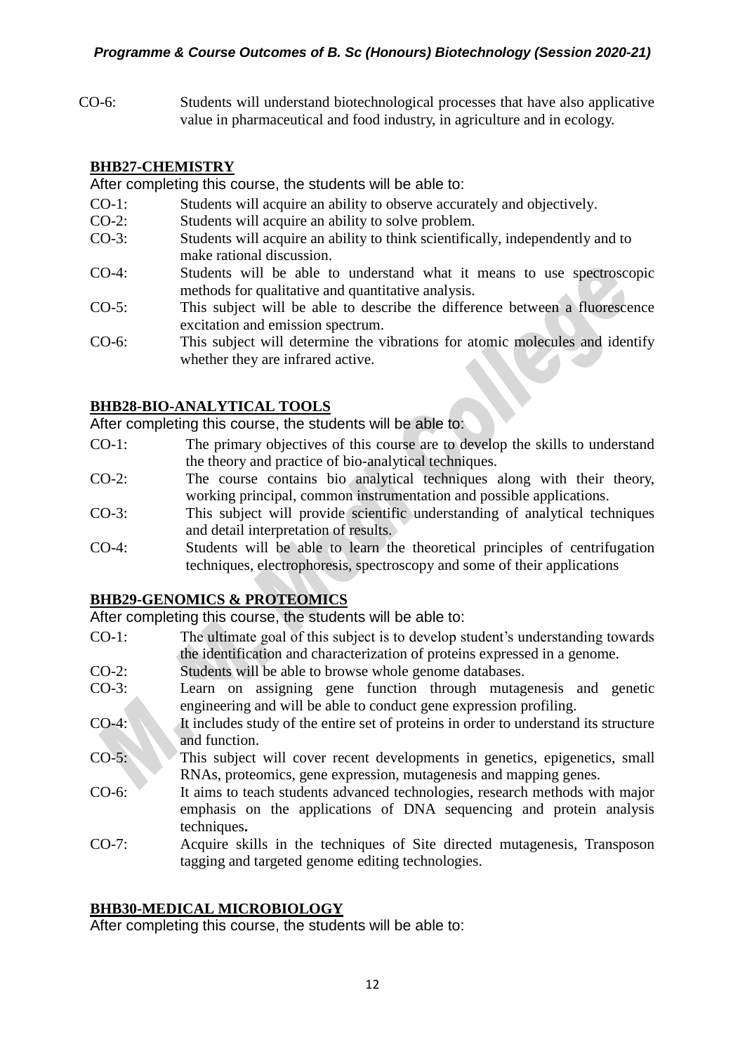CO-6: Students will understand biotechnological processes that have also applicative value in pharmaceutical and food industry, in agriculture and in ecology.

## BHB27-CHEMISTRY

After completing this course, the students will be able to:

- CO-1: Students will acquire an ability to observe accurately and objectively.
- CO-2: Students will acquire an ability to solve problem.
- CO-3: Students will acquire an ability to think scientifically, independently and to make rational discussion.
- CO-4: Students will be able to understand what it means to use spectroscopic methods for qualitative and quantitative analysis.
- CO-5: This subject will be able to describe the difference between a fluorescence excitation and emission spectrum.
- CO-6: This subject will determine the vibrations for atomic molecules and identify whether they are infrared active.

## BHB28-BIO-ANALYTICAL TOOLS

After completing this course, the students will be able to:

- CO-1: The primary objectives of this course are to develop the skills to understand the theory and practice of bio-analytical techniques.
- CO-2: The course contains bio analytical techniques along with their theory, working principal, common instrumentation and possible applications.
- CO-3: This subject will provide scientific understanding of analytical techniques and detail interpretation of results.
- CO-4: Students will be able to learn the theoretical principles of centrifugation techniques, electrophoresis, spectroscopy and some of their applications

## BHB29-GENOMICS & PROTEOMICS

After completing this course, the students will be able to:

- CO-1: The ultimate goal of this subject is to develop student's understanding towards the identification and characterization of proteins expressed in a genome.
- CO-2: Students will be able to browse whole genome databases.
- CO-3: Learn on assigning gene function through mutagenesis and genetic engineering and will be able to conduct gene expression profiling.
- CO-4: It includes study of the entire set of proteins in order to understand its structure and function.
- CO-5: This subject will cover recent developments in genetics, epigenetics, small RNAs, proteomics, gene expression, mutagenesis and mapping genes.
- CO-6: It aims to teach students advanced technologies, research methods with major emphasis on the applications of DNA sequencing and protein analysis techniques**.**
- CO-7: Acquire skills in the techniques of Site directed mutagenesis, Transposon tagging and targeted genome editing technologies.

## BHB30-MEDICAL MICROBIOLOGY

After completing this course, the students will be able to: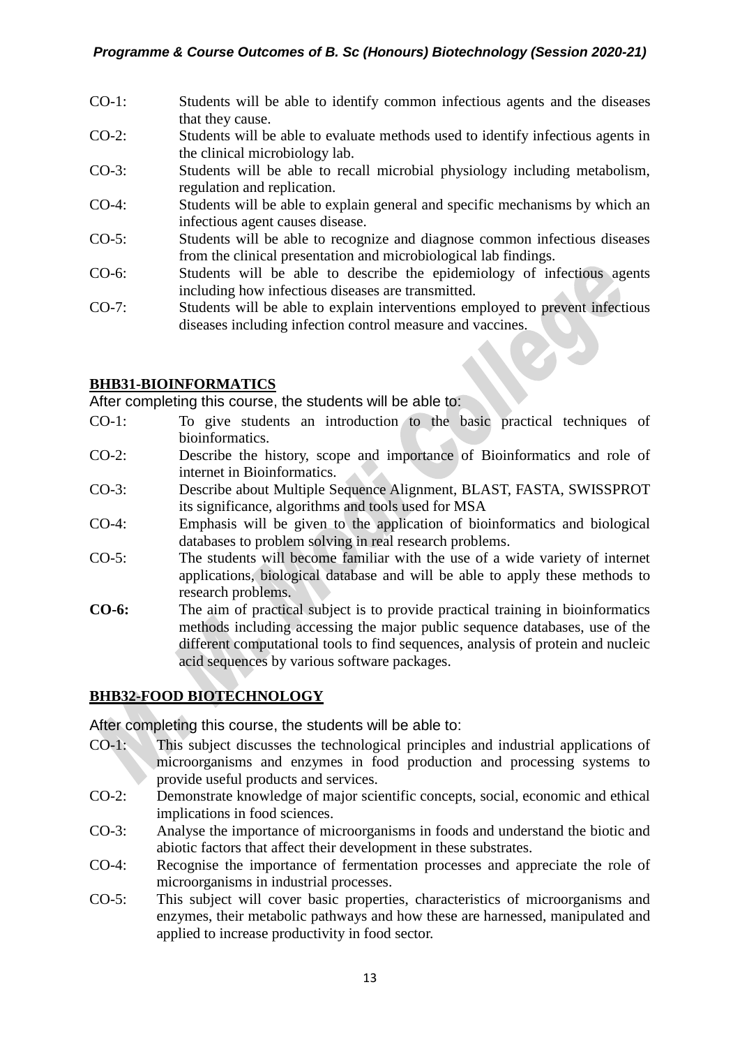CO-1: Students will be able to identify common infectious agents and the diseases that they cause.

CO-2: Students will be able to evaluate methods used to identify infectious agents in the clinical microbiology lab.

CO-3: Students will be able to recall microbial physiology including metabolism, regulation and replication.

CO-4: Students will be able to explain general and specific mechanisms by which an infectious agent causes disease.

CO-5: Students will be able to recognize and diagnose common infectious diseases from the clinical presentation and microbiological lab findings.

CO-6: Students will be able to describe the epidemiology of infectious agents including how infectious diseases are transmitted.

CO-7: Students will be able to explain interventions employed to prevent infectious diseases including infection control measure and vaccines.

## BHB31-BIOINFORMATICS

After completing this course, the students will be able to:

CO-1: To give students an introduction to the basic practical techniques of bioinformatics.

CO-2: Describe the history, scope and importance of Bioinformatics and role of internet in Bioinformatics.

CO-3: Describe about Multiple Sequence Alignment, BLAST, FASTA, SWISSPROT its significance, algorithms and tools used for MSA

CO-4: Emphasis will be given to the application of bioinformatics and biological databases to problem solving in real research problems.

CO-5: The students will become familiar with the use of a wide variety of internet applications, biological database and will be able to apply these methods to research problems.

**CO-6:** The aim of practical subject is to provide practical training in bioinformatics methods including accessing the major public sequence databases, use of the different computational tools to find sequences, analysis of protein and nucleic acid sequences by various software packages.

## BHB32-FOOD BIOTECHNOLOGY

After completing this course, the students will be able to:

CO-1: This subject discusses the technological principles and industrial applications of microorganisms and enzymes in food production and processing systems to provide useful products and services.

CO-2: Demonstrate knowledge of major scientific concepts, social, economic and ethical implications in food sciences.

CO-3: Analyse the importance of microorganisms in foods and understand the biotic and abiotic factors that affect their development in these substrates.

CO-4: Recognise the importance of fermentation processes and appreciate the role of microorganisms in industrial processes.

CO-5: This subject will cover basic properties, characteristics of microorganisms and enzymes, their metabolic pathways and how these are harnessed, manipulated and applied to increase productivity in food sector.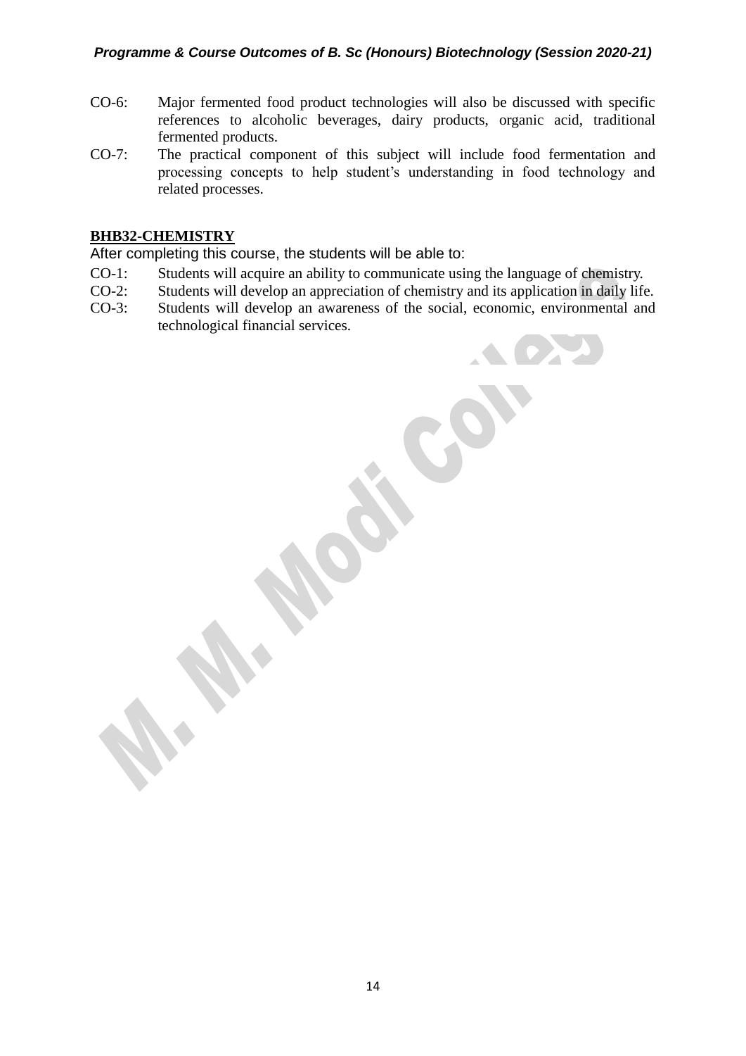CO-6: Major fermented food product technologies will also be discussed with specific references to alcoholic beverages, dairy products, organic acid, traditional fermented products.

CO-7: The practical component of this subject will include food fermentation and processing concepts to help student's understanding in food technology and related processes.

**BHB32-CHEMISTRY**

After completing this course, the students will be able to:

CO-1: Students will acquire an ability to communicate using the language of chemistry.

CO-2: Students will develop an appreciation of chemistry and its application in daily life.

CO-3: Students will develop an awareness of the social, economic, environmental and technological financial services.